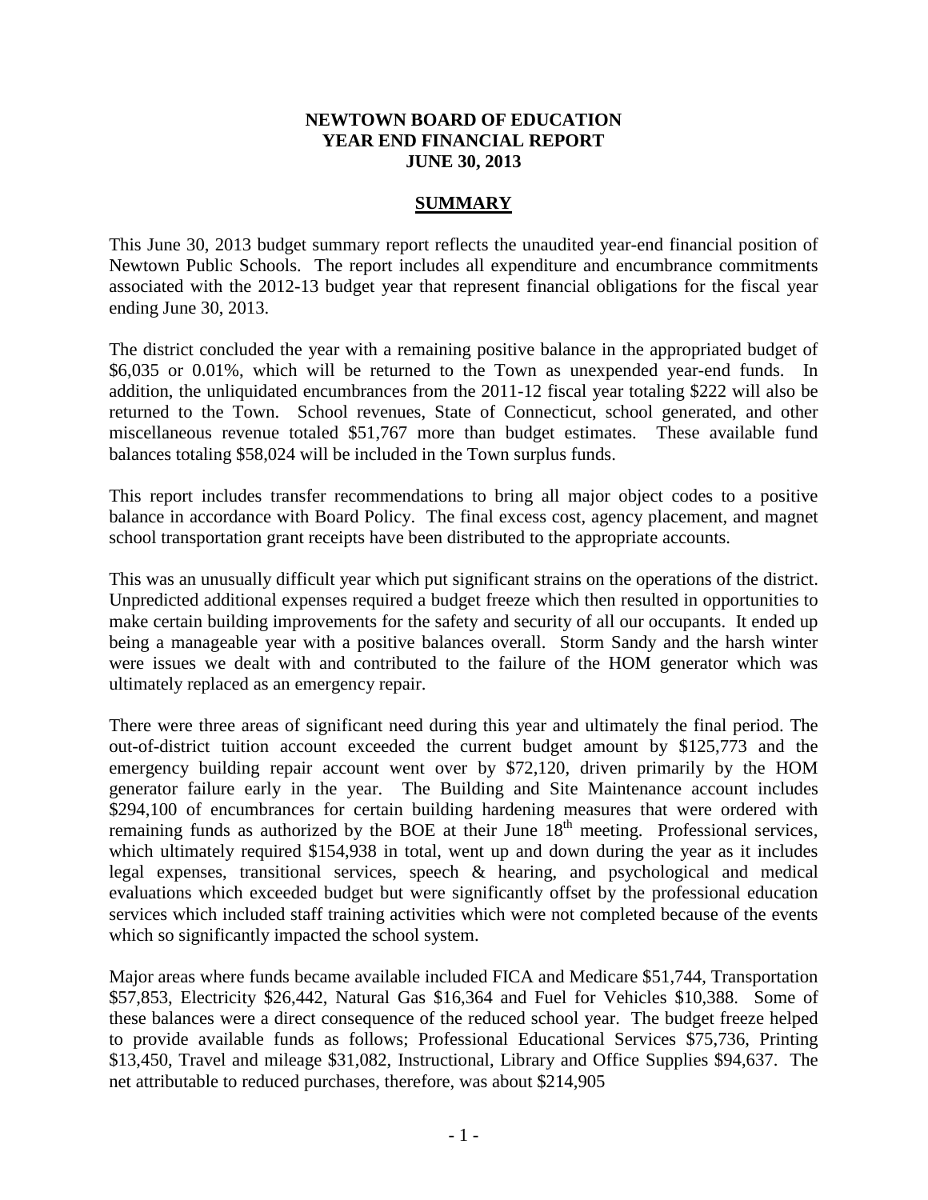# NEWTOWN BOARD OF EDUCATION
# YEAR END FINANCIAL REPORT
# JUNE 30, 2013

## SUMMARY

This June 30, 2013 budget summary report reflects the unaudited year-end financial position of Newtown Public Schools. The report includes all expenditure and encumbrance commitments associated with the 2012-13 budget year that represent financial obligations for the fiscal year ending June 30, 2013.

The district concluded the year with a remaining positive balance in the appropriated budget of $6,035 or 0.01%, which will be returned to the Town as unexpended year-end funds. In addition, the unliquidated encumbrances from the 2011-12 fiscal year totaling $222 will also be returned to the Town. School revenues, State of Connecticut, school generated, and other miscellaneous revenue totaled $51,767 more than budget estimates. These available fund balances totaling $58,024 will be included in the Town surplus funds.

This report includes transfer recommendations to bring all major object codes to a positive balance in accordance with Board Policy. The final excess cost, agency placement, and magnet school transportation grant receipts have been distributed to the appropriate accounts.

This was an unusually difficult year which put significant strains on the operations of the district. Unpredicted additional expenses required a budget freeze which then resulted in opportunities to make certain building improvements for the safety and security of all our occupants. It ended up being a manageable year with a positive balances overall. Storm Sandy and the harsh winter were issues we dealt with and contributed to the failure of the HOM generator which was ultimately replaced as an emergency repair.

There were three areas of significant need during this year and ultimately the final period. The out-of-district tuition account exceeded the current budget amount by $125,773 and the emergency building repair account went over by $72,120, driven primarily by the HOM generator failure early in the year. The Building and Site Maintenance account includes $294,100 of encumbrances for certain building hardening measures that were ordered with remaining funds as authorized by the BOE at their June 18th meeting. Professional services, which ultimately required $154,938 in total, went up and down during the year as it includes legal expenses, transitional services, speech & hearing, and psychological and medical evaluations which exceeded budget but were significantly offset by the professional education services which included staff training activities which were not completed because of the events which so significantly impacted the school system.

Major areas where funds became available included FICA and Medicare $51,744, Transportation $57,853, Electricity $26,442, Natural Gas $16,364 and Fuel for Vehicles $10,388. Some of these balances were a direct consequence of the reduced school year. The budget freeze helped to provide available funds as follows; Professional Educational Services $75,736, Printing $13,450, Travel and mileage $31,082, Instructional, Library and Office Supplies $94,637. The net attributable to reduced purchases, therefore, was about $214,905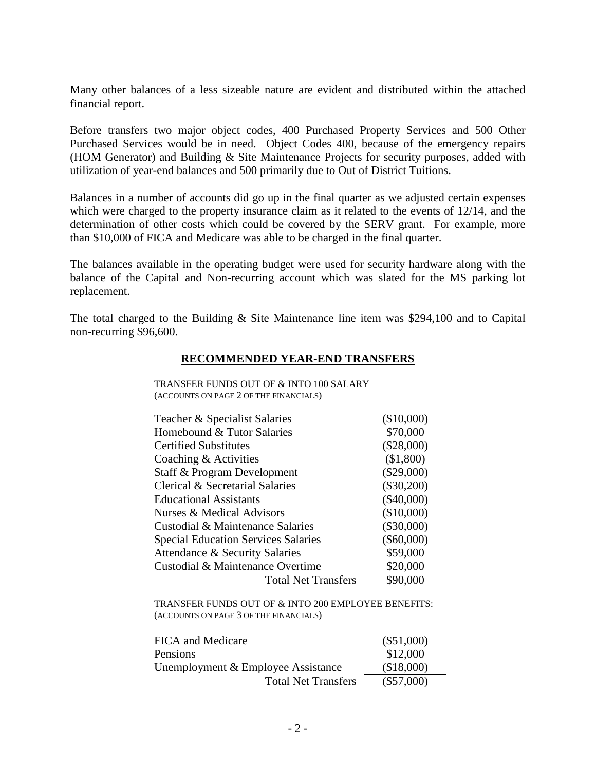Many other balances of a less sizeable nature are evident and distributed within the attached financial report.

Before transfers two major object codes, 400 Purchased Property Services and 500 Other Purchased Services would be in need. Object Codes 400, because of the emergency repairs (HOM Generator) and Building & Site Maintenance Projects for security purposes, added with utilization of year-end balances and 500 primarily due to Out of District Tuitions.

Balances in a number of accounts did go up in the final quarter as we adjusted certain expenses which were charged to the property insurance claim as it related to the events of 12/14, and the determination of other costs which could be covered by the SERV grant. For example, more than $10,000 of FICA and Medicare was able to be charged in the final quarter.

The balances available in the operating budget were used for security hardware along with the balance of the Capital and Non-recurring account which was slated for the MS parking lot replacement.

The total charged to the Building & Site Maintenance line item was $294,100 and to Capital non-recurring $96,600.

## RECOMMENDED YEAR-END TRANSFERS

TRANSFER FUNDS OUT OF & INTO 100 SALARY
(ACCOUNTS ON PAGE 2 OF THE FINANCIALS)

| Account | Amount |
|---|---|
| Teacher & Specialist Salaries | ($10,000) |
| Homebound & Tutor Salaries | $70,000 |
| Certified Substitutes | ($28,000) |
| Coaching & Activities | ($1,800) |
| Staff & Program Development | ($29,000) |
| Clerical & Secretarial Salaries | ($30,200) |
| Educational Assistants | ($40,000) |
| Nurses & Medical Advisors | ($10,000) |
| Custodial & Maintenance Salaries | ($30,000) |
| Special Education Services Salaries | ($60,000) |
| Attendance & Security Salaries | $59,000 |
| Custodial & Maintenance Overtime | $20,000 |
| Total Net Transfers | $90,000 |

TRANSFER FUNDS OUT OF & INTO 200 EMPLOYEE BENEFITS:
(ACCOUNTS ON PAGE 3 OF THE FINANCIALS)

| Account | Amount |
|---|---|
| FICA and Medicare | ($51,000) |
| Pensions | $12,000 |
| Unemployment & Employee Assistance | ($18,000) |
| Total Net Transfers | ($57,000) |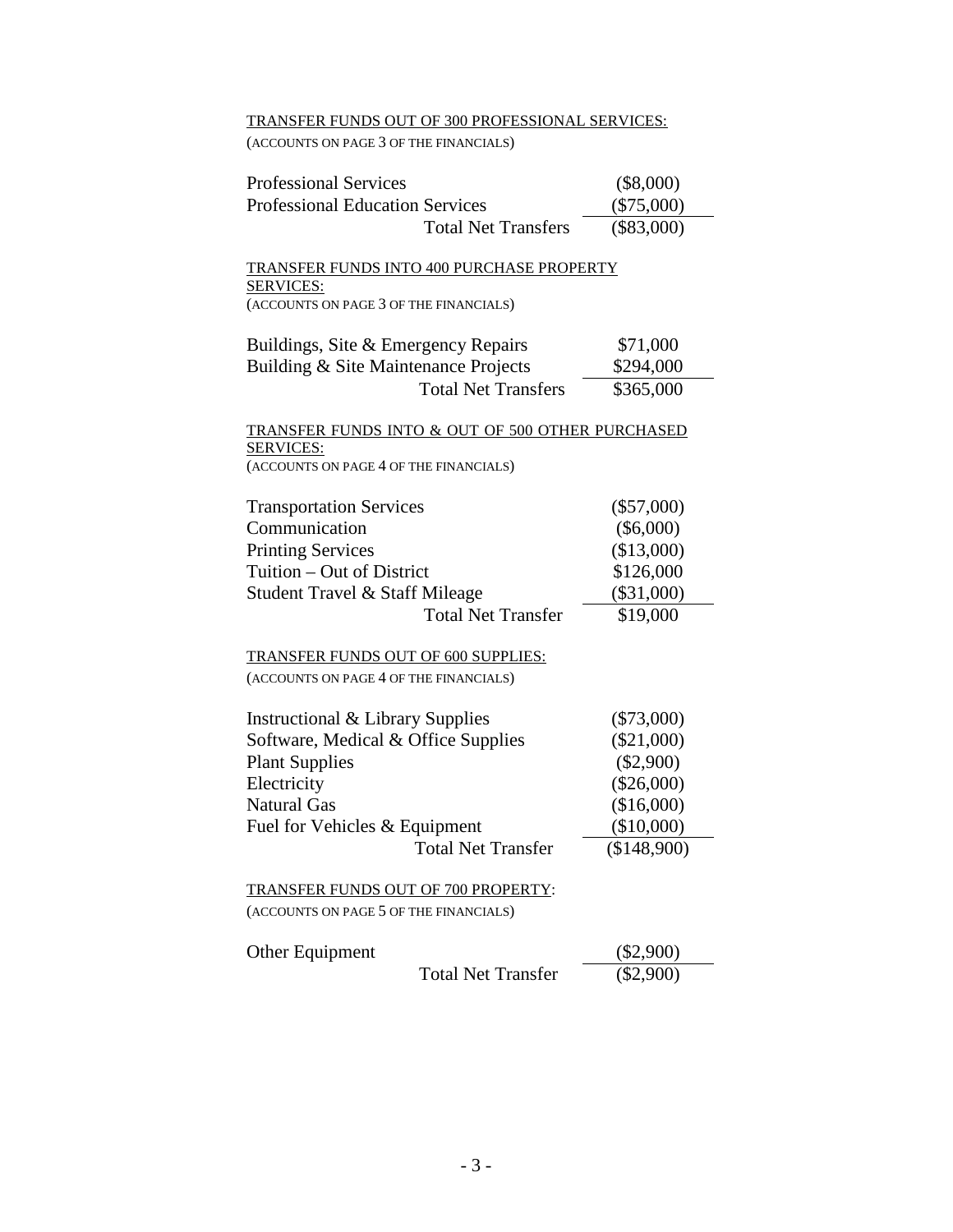TRANSFER FUNDS OUT OF 300 PROFESSIONAL SERVICES:

(ACCOUNTS ON PAGE 3 OF THE FINANCIALS)

| | |
|---|---|
| Professional Services | ($8,000) |
| Professional Education Services | ($75,000) |
| Total Net Transfers | ($83,000) |

TRANSFER FUNDS INTO 400 PURCHASE PROPERTY SERVICES:

(ACCOUNTS ON PAGE 3 OF THE FINANCIALS)

| | |
|---|---|
| Buildings, Site & Emergency Repairs | $71,000 |
| Building & Site Maintenance Projects | $294,000 |
| Total Net Transfers | $365,000 |

TRANSFER FUNDS INTO & OUT OF 500 OTHER PURCHASED SERVICES:

(ACCOUNTS ON PAGE 4 OF THE FINANCIALS)

| | |
|---|---|
| Transportation Services | ($57,000) |
| Communication | ($6,000) |
| Printing Services | ($13,000) |
| Tuition – Out of District | $126,000 |
| Student Travel & Staff Mileage | ($31,000) |
| Total Net Transfer | $19,000 |

TRANSFER FUNDS OUT OF 600 SUPPLIES:

(ACCOUNTS ON PAGE 4 OF THE FINANCIALS)

| | |
|---|---|
| Instructional & Library Supplies | ($73,000) |
| Software, Medical & Office Supplies | ($21,000) |
| Plant Supplies | ($2,900) |
| Electricity | ($26,000) |
| Natural Gas | ($16,000) |
| Fuel for Vehicles & Equipment | ($10,000) |
| Total Net Transfer | ($148,900) |

TRANSFER FUNDS OUT OF 700 PROPERTY:

(ACCOUNTS ON PAGE 5 OF THE FINANCIALS)

| | |
|---|---|
| Other Equipment | ($2,900) |
| Total Net Transfer | ($2,900) |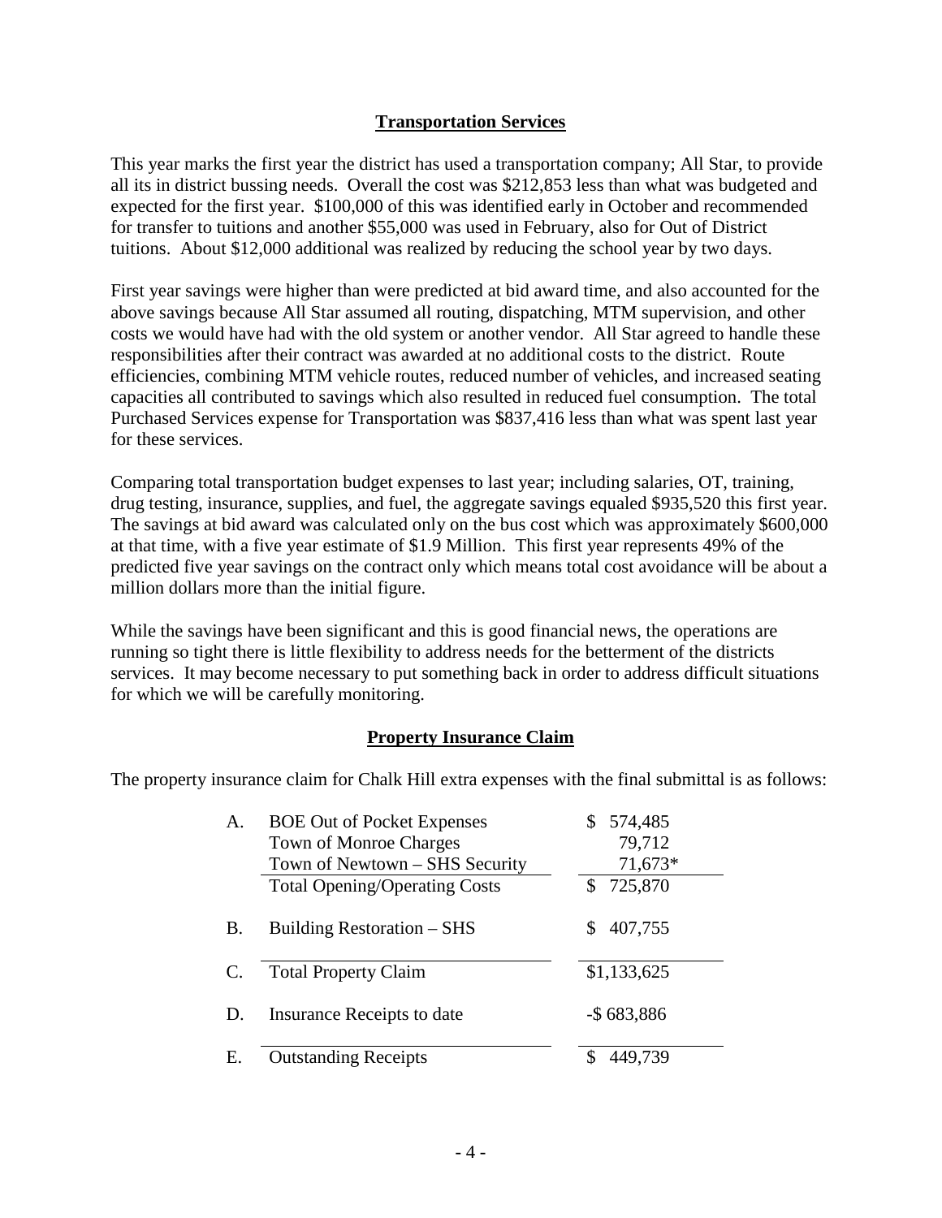## Transportation Services

This year marks the first year the district has used a transportation company; All Star, to provide all its in district bussing needs. Overall the cost was $212,853 less than what was budgeted and expected for the first year. $100,000 of this was identified early in October and recommended for transfer to tuitions and another $55,000 was used in February, also for Out of District tuitions. About $12,000 additional was realized by reducing the school year by two days.

First year savings were higher than were predicted at bid award time, and also accounted for the above savings because All Star assumed all routing, dispatching, MTM supervision, and other costs we would have had with the old system or another vendor. All Star agreed to handle these responsibilities after their contract was awarded at no additional costs to the district. Route efficiencies, combining MTM vehicle routes, reduced number of vehicles, and increased seating capacities all contributed to savings which also resulted in reduced fuel consumption. The total Purchased Services expense for Transportation was $837,416 less than what was spent last year for these services.

Comparing total transportation budget expenses to last year; including salaries, OT, training, drug testing, insurance, supplies, and fuel, the aggregate savings equaled $935,520 this first year. The savings at bid award was calculated only on the bus cost which was approximately $600,000 at that time, with a five year estimate of $1.9 Million. This first year represents 49% of the predicted five year savings on the contract only which means total cost avoidance will be about a million dollars more than the initial figure.

While the savings have been significant and this is good financial news, the operations are running so tight there is little flexibility to address needs for the betterment of the districts services. It may become necessary to put something back in order to address difficult situations for which we will be carefully monitoring.

## Property Insurance Claim

The property insurance claim for Chalk Hill extra expenses with the final submittal is as follows:

| | | |
|---|---|---|
| A. | BOE Out of Pocket Expenses | $ 574,485 |
| | Town of Monroe Charges | 79,712 |
| | Town of Newtown – SHS Security | 71,673* |
| | Total Opening/Operating Costs | $ 725,870 |
| B. | Building Restoration – SHS | $ 407,755 |
| C. | Total Property Claim | $1,133,625 |
| D. | Insurance Receipts to date | -$ 683,886 |
| E. | Outstanding Receipts | $ 449,739 |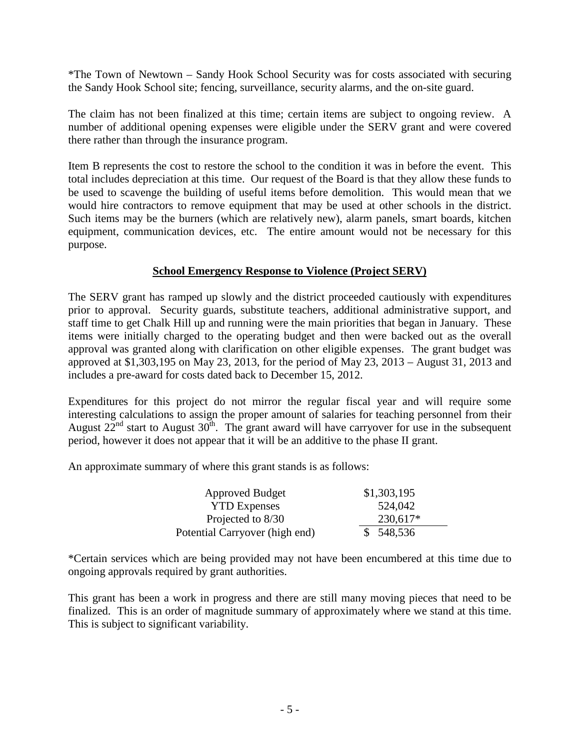*The Town of Newtown – Sandy Hook School Security was for costs associated with securing the Sandy Hook School site; fencing, surveillance, security alarms, and the on-site guard.

The claim has not been finalized at this time; certain items are subject to ongoing review. A number of additional opening expenses were eligible under the SERV grant and were covered there rather than through the insurance program.

Item B represents the cost to restore the school to the condition it was in before the event. This total includes depreciation at this time. Our request of the Board is that they allow these funds to be used to scavenge the building of useful items before demolition. This would mean that we would hire contractors to remove equipment that may be used at other schools in the district. Such items may be the burners (which are relatively new), alarm panels, smart boards, kitchen equipment, communication devices, etc. The entire amount would not be necessary for this purpose.

## School Emergency Response to Violence (Project SERV)

The SERV grant has ramped up slowly and the district proceeded cautiously with expenditures prior to approval. Security guards, substitute teachers, additional administrative support, and staff time to get Chalk Hill up and running were the main priorities that began in January. These items were initially charged to the operating budget and then were backed out as the overall approval was granted along with clarification on other eligible expenses. The grant budget was approved at $1,303,195 on May 23, 2013, for the period of May 23, 2013 – August 31, 2013 and includes a pre-award for costs dated back to December 15, 2012.

Expenditures for this project do not mirror the regular fiscal year and will require some interesting calculations to assign the proper amount of salaries for teaching personnel from their August 22nd start to August 30th. The grant award will have carryover for use in the subsequent period, however it does not appear that it will be an additive to the phase II grant.

An approximate summary of where this grant stands is as follows:

| | |
|---|---|
| Approved Budget | $1,303,195 |
| YTD Expenses | 524,042 |
| Projected to 8/30 | 230,617* |
| Potential Carryover (high end) | $ 548,536 |

*Certain services which are being provided may not have been encumbered at this time due to ongoing approvals required by grant authorities.

This grant has been a work in progress and there are still many moving pieces that need to be finalized. This is an order of magnitude summary of approximately where we stand at this time. This is subject to significant variability.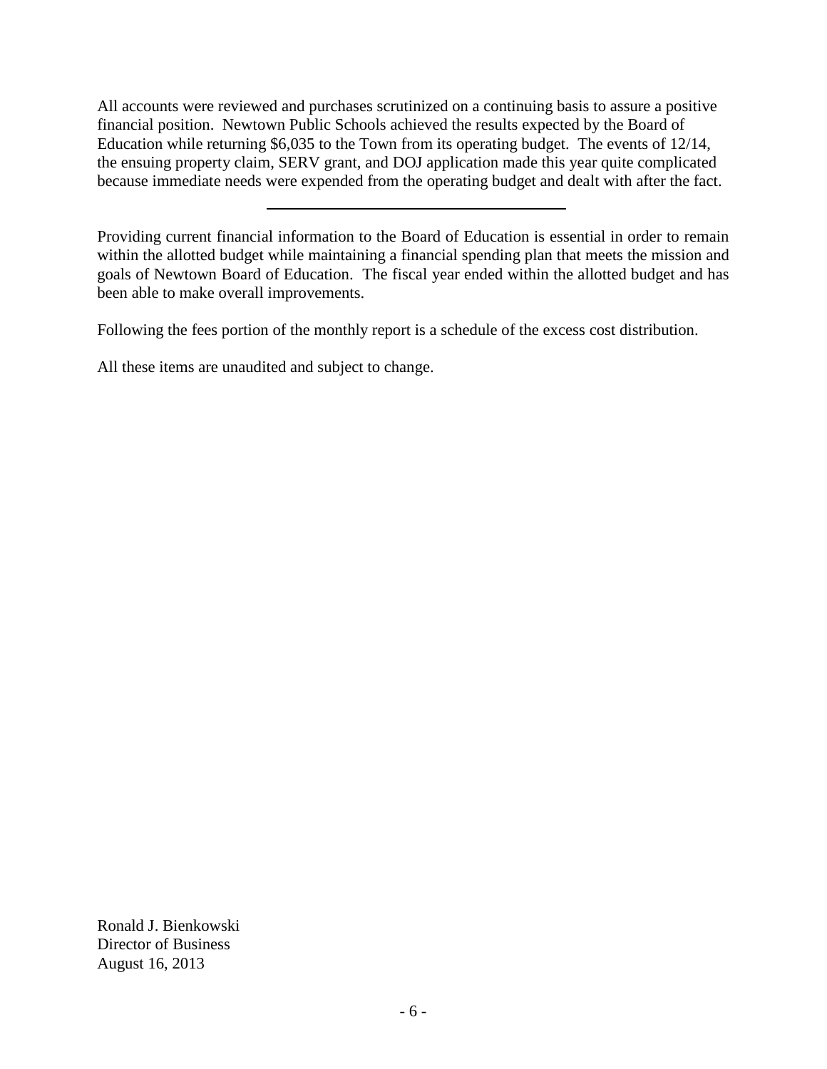All accounts were reviewed and purchases scrutinized on a continuing basis to assure a positive financial position. Newtown Public Schools achieved the results expected by the Board of Education while returning $6,035 to the Town from its operating budget. The events of 12/14, the ensuing property claim, SERV grant, and DOJ application made this year quite complicated because immediate needs were expended from the operating budget and dealt with after the fact.

---

Providing current financial information to the Board of Education is essential in order to remain within the allotted budget while maintaining a financial spending plan that meets the mission and goals of Newtown Board of Education. The fiscal year ended within the allotted budget and has been able to make overall improvements.

Following the fees portion of the monthly report is a schedule of the excess cost distribution.

All these items are unaudited and subject to change.

Ronald J. Bienkowski
Director of Business
August 16, 2013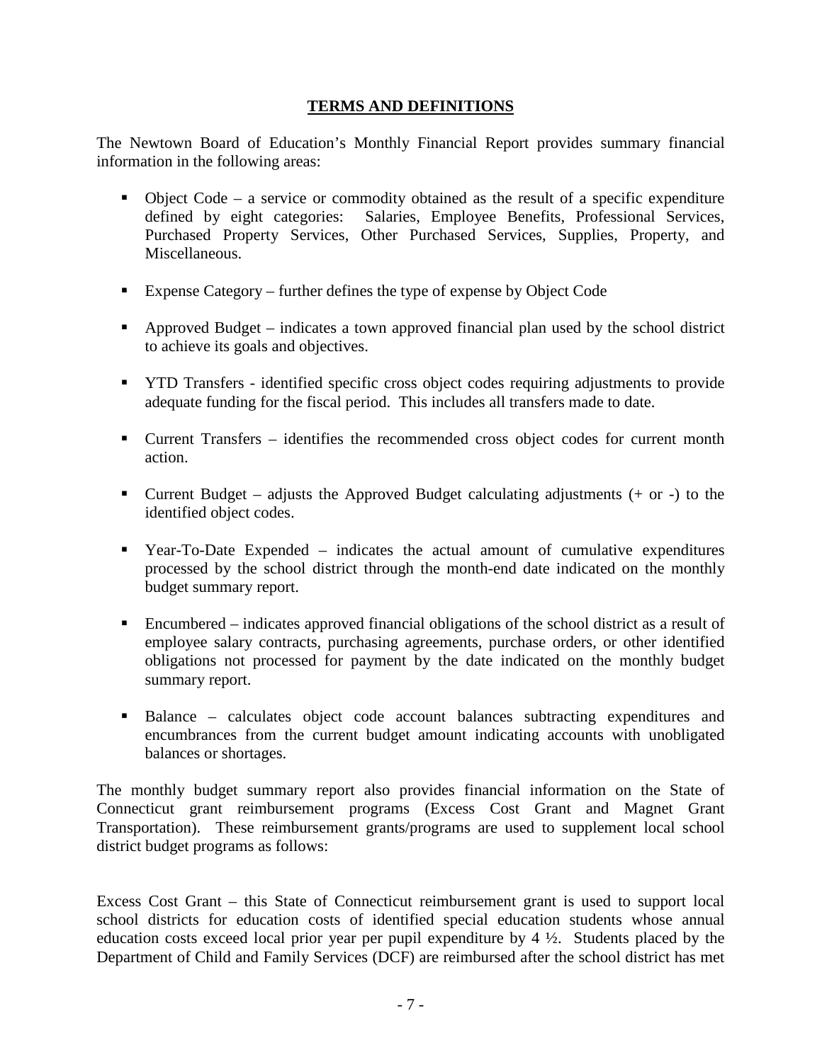## TERMS AND DEFINITIONS

The Newtown Board of Education's Monthly Financial Report provides summary financial information in the following areas:

- Object Code – a service or commodity obtained as the result of a specific expenditure defined by eight categories: Salaries, Employee Benefits, Professional Services, Purchased Property Services, Other Purchased Services, Supplies, Property, and Miscellaneous.
- Expense Category – further defines the type of expense by Object Code
- Approved Budget – indicates a town approved financial plan used by the school district to achieve its goals and objectives.
- YTD Transfers - identified specific cross object codes requiring adjustments to provide adequate funding for the fiscal period. This includes all transfers made to date.
- Current Transfers – identifies the recommended cross object codes for current month action.
- Current Budget – adjusts the Approved Budget calculating adjustments (+ or -) to the identified object codes.
- Year-To-Date Expended – indicates the actual amount of cumulative expenditures processed by the school district through the month-end date indicated on the monthly budget summary report.
- Encumbered – indicates approved financial obligations of the school district as a result of employee salary contracts, purchasing agreements, purchase orders, or other identified obligations not processed for payment by the date indicated on the monthly budget summary report.
- Balance – calculates object code account balances subtracting expenditures and encumbrances from the current budget amount indicating accounts with unobligated balances or shortages.

The monthly budget summary report also provides financial information on the State of Connecticut grant reimbursement programs (Excess Cost Grant and Magnet Grant Transportation). These reimbursement grants/programs are used to supplement local school district budget programs as follows:

Excess Cost Grant – this State of Connecticut reimbursement grant is used to support local school districts for education costs of identified special education students whose annual education costs exceed local prior year per pupil expenditure by 4 ½. Students placed by the Department of Child and Family Services (DCF) are reimbursed after the school district has met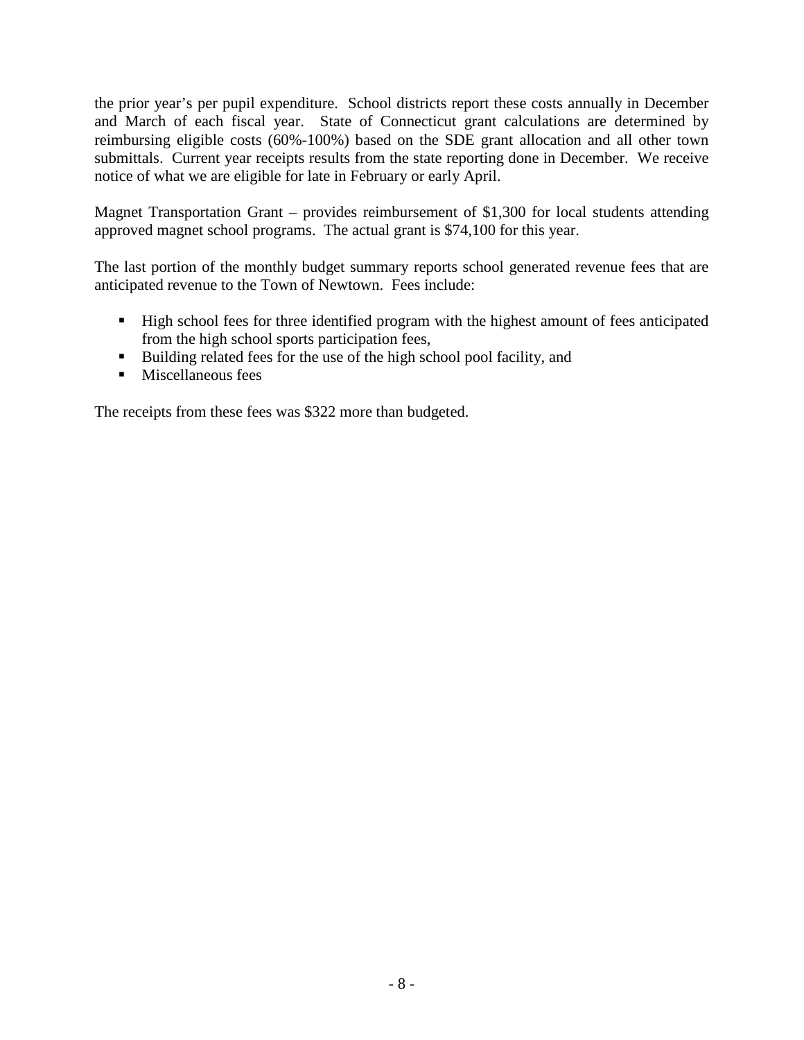the prior year's per pupil expenditure. School districts report these costs annually in December and March of each fiscal year. State of Connecticut grant calculations are determined by reimbursing eligible costs (60%-100%) based on the SDE grant allocation and all other town submittals. Current year receipts results from the state reporting done in December. We receive notice of what we are eligible for late in February or early April.

Magnet Transportation Grant – provides reimbursement of $1,300 for local students attending approved magnet school programs. The actual grant is $74,100 for this year.

The last portion of the monthly budget summary reports school generated revenue fees that are anticipated revenue to the Town of Newtown. Fees include:

- High school fees for three identified program with the highest amount of fees anticipated from the high school sports participation fees,
- Building related fees for the use of the high school pool facility, and
- Miscellaneous fees

The receipts from these fees was $322 more than budgeted.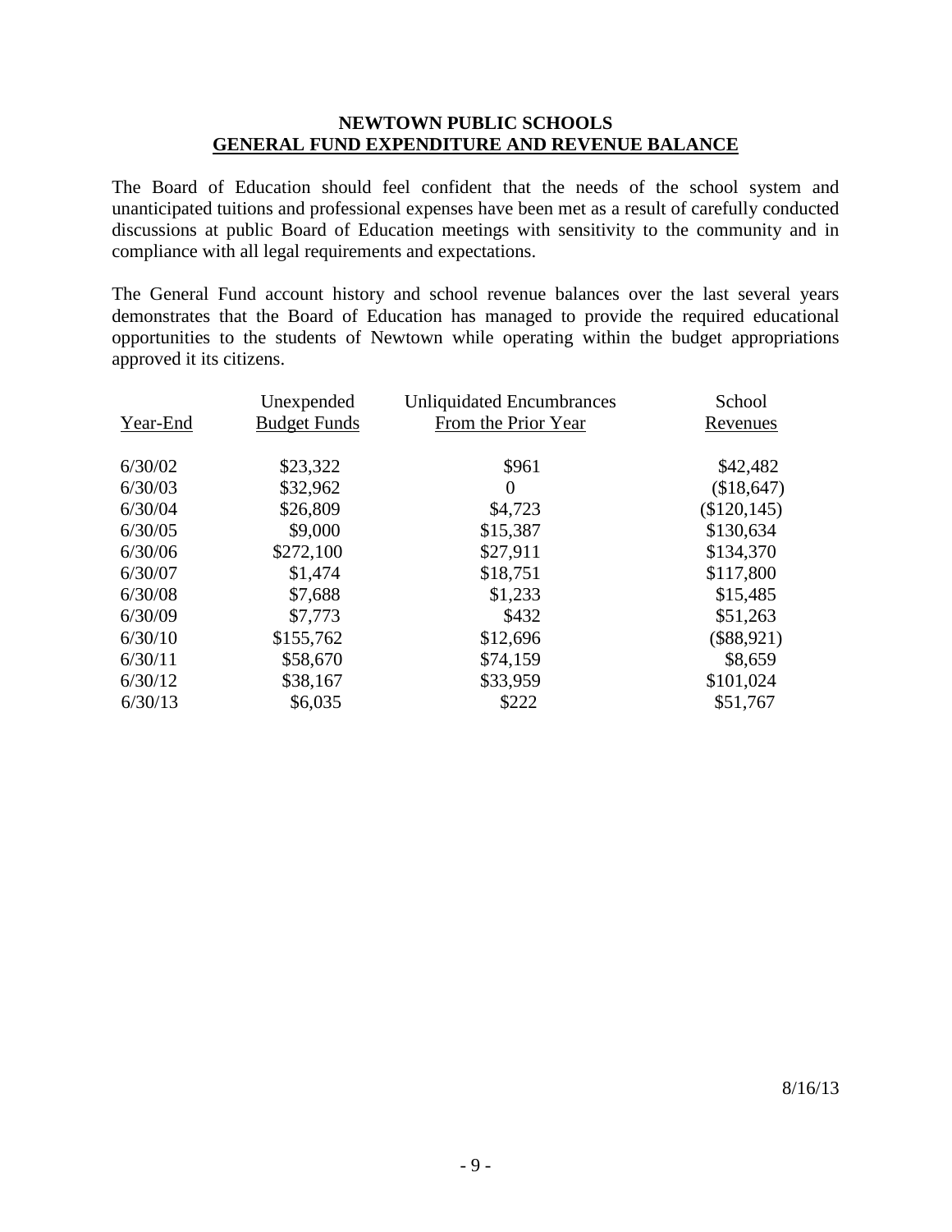# NEWTOWN PUBLIC SCHOOLS
## GENERAL FUND EXPENDITURE AND REVENUE BALANCE

The Board of Education should feel confident that the needs of the school system and unanticipated tuitions and professional expenses have been met as a result of carefully conducted discussions at public Board of Education meetings with sensitivity to the community and in compliance with all legal requirements and expectations.

The General Fund account history and school revenue balances over the last several years demonstrates that the Board of Education has managed to provide the required educational opportunities to the students of Newtown while operating within the budget appropriations approved it its citizens.

| Year-End | Unexpended Budget Funds | Unliquidated Encumbrances From the Prior Year | School Revenues |
|---|---|---|---|
| 6/30/02 | $23,322 | $961 | $42,482 |
| 6/30/03 | $32,962 | 0 | ($18,647) |
| 6/30/04 | $26,809 | $4,723 | ($120,145) |
| 6/30/05 | $9,000 | $15,387 | $130,634 |
| 6/30/06 | $272,100 | $27,911 | $134,370 |
| 6/30/07 | $1,474 | $18,751 | $117,800 |
| 6/30/08 | $7,688 | $1,233 | $15,485 |
| 6/30/09 | $7,773 | $432 | $51,263 |
| 6/30/10 | $155,762 | $12,696 | ($88,921) |
| 6/30/11 | $58,670 | $74,159 | $8,659 |
| 6/30/12 | $38,167 | $33,959 | $101,024 |
| 6/30/13 | $6,035 | $222 | $51,767 |

8/16/13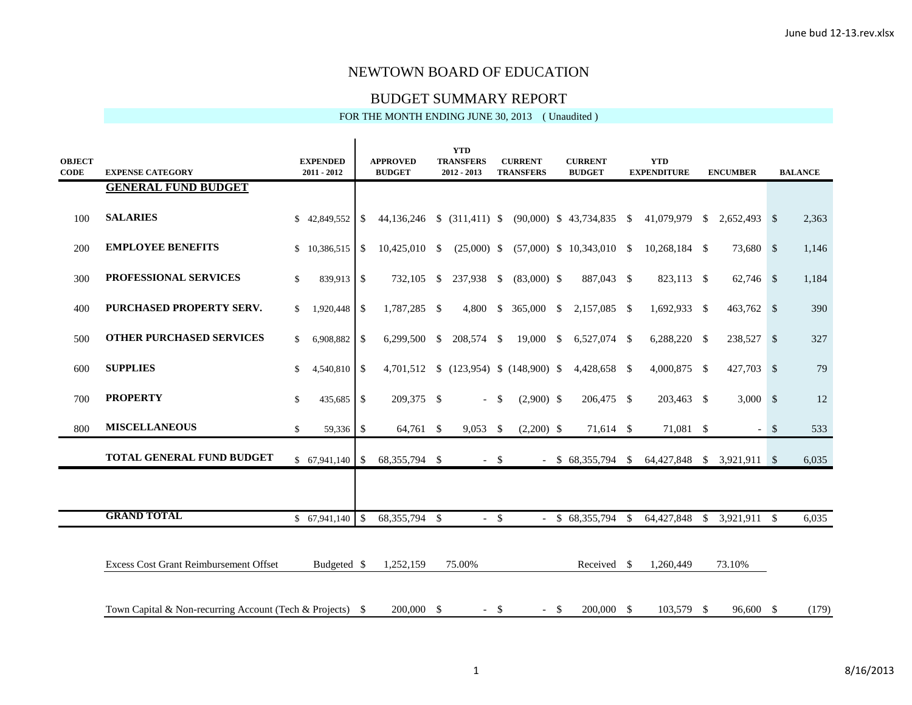# NEWTOWN BOARD OF EDUCATION

## BUDGET SUMMARY REPORT

FOR THE MONTH ENDING JUNE 30, 2013 ( Unaudited )

| OBJECT CODE | EXPENSE CATEGORY | EXPENDED 2011 - 2012 | APPROVED BUDGET | YTD TRANSFERS 2012 - 2013 | CURRENT TRANSFERS | CURRENT BUDGET | YTD EXPENDITURE | ENCUMBER | BALANCE |
|---|---|---|---|---|---|---|---|---|---|
| | **GENERAL FUND BUDGET** | | | | | | | | |
| 100 | **SALARIES** | $ 42,849,552 | $ 44,136,246 | $ (311,411) | $ (90,000) | $ 43,734,835 | $ 41,079,979 | $ 2,652,493 | $ 2,363 |
| 200 | **EMPLOYEE BENEFITS** | $ 10,386,515 | $ 10,425,010 | $ (25,000) | $ (57,000) | $ 10,343,010 | $ 10,268,184 | $ 73,680 | $ 1,146 |
| 300 | **PROFESSIONAL SERVICES** | $ 839,913 | $ 732,105 | $ 237,938 | $ (83,000) | $ 887,043 | $ 823,113 | $ 62,746 | $ 1,184 |
| 400 | **PURCHASED PROPERTY SERV.** | $ 1,920,448 | $ 1,787,285 | $ 4,800 | $ 365,000 | $ 2,157,085 | $ 1,692,933 | $ 463,762 | $ 390 |
| 500 | **OTHER PURCHASED SERVICES** | $ 6,908,882 | $ 6,299,500 | $ 208,574 | $ 19,000 | $ 6,527,074 | $ 6,288,220 | $ 238,527 | $ 327 |
| 600 | **SUPPLIES** | $ 4,540,810 | $ 4,701,512 | $ (123,954) | $ (148,900) | $ 4,428,658 | $ 4,000,875 | $ 427,703 | $ 79 |
| 700 | **PROPERTY** | $ 435,685 | $ 209,375 | $ - | $ (2,900) | $ 206,475 | $ 203,463 | $ 3,000 | $ 12 |
| 800 | **MISCELLANEOUS** | $ 59,336 | $ 64,761 | $ 9,053 | $ (2,200) | $ 71,614 | $ 71,081 | $ - | $ 533 |
| | **TOTAL GENERAL FUND BUDGET** | $ 67,941,140 | $ 68,355,794 | $ - | $ - | $ 68,355,794 | $ 64,427,848 | $ 3,921,911 | $ 6,035 |
| | **GRAND TOTAL** | $ 67,941,140 | $ 68,355,794 | $ - | $ - | $ 68,355,794 | $ 64,427,848 | $ 3,921,911 | $ 6,035 |

| | | | | | | |
|---|---|---|---|---|---|---|
| Excess Cost Grant Reimbursement Offset | Budgeted | $ 1,252,159 | 75.00% | Received | $ 1,260,449 | 73.10% |

| | | | | | | | |
|---|---|---|---|---|---|---|---|
| Town Capital & Non-recurring Account (Tech & Projects) | $ 200,000 | $ - | $ - | $ 200,000 | $ 103,579 | $ 96,600 | $ (179) |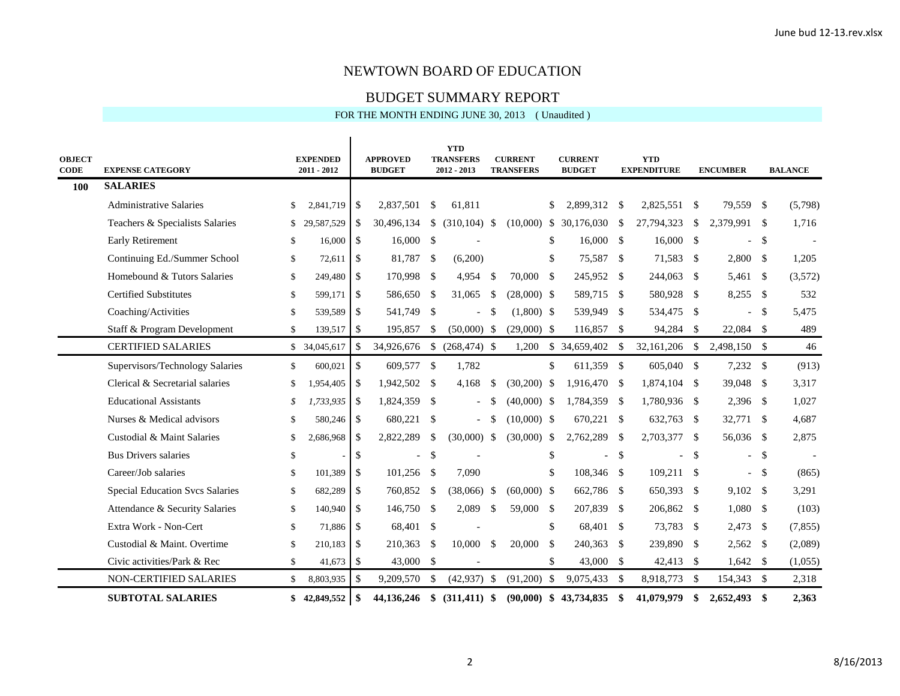# NEWTOWN BOARD OF EDUCATION

## BUDGET SUMMARY REPORT

FOR THE MONTH ENDING JUNE 30, 2013 ( Unaudited )

| OBJECT CODE | EXPENSE CATEGORY | EXPENDED 2011 - 2012 | APPROVED BUDGET | YTD TRANSFERS 2012 - 2013 | CURRENT TRANSFERS | CURRENT BUDGET | YTD EXPENDITURE | ENCUMBER | BALANCE |
|---|---|---|---|---|---|---|---|---|---|
| **100** | **SALARIES** | | | | | | | | |
| | Administrative Salaries | $ 2,841,719 | $ 2,837,501 | $ 61,811 | | $ 2,899,312 | $ 2,825,551 | $ 79,559 | $ (5,798) |
| | Teachers & Specialists Salaries | $ 29,587,529 | $ 30,496,134 | $ (310,104) | $ (10,000) | $ 30,176,030 | $ 27,794,323 | $ 2,379,991 | $ 1,716 |
| | Early Retirement | $ 16,000 | $ 16,000 | $ - | | $ 16,000 | $ 16,000 | $ - | $ - |
| | Continuing Ed./Summer School | $ 72,611 | $ 81,787 | $ (6,200) | | $ 75,587 | $ 71,583 | $ 2,800 | $ 1,205 |
| | Homebound & Tutors Salaries | $ 249,480 | $ 170,998 | $ 4,954 | $ 70,000 | $ 245,952 | $ 244,063 | $ 5,461 | $ (3,572) |
| | Certified Substitutes | $ 599,171 | $ 586,650 | $ 31,065 | $ (28,000) | $ 589,715 | $ 580,928 | $ 8,255 | $ 532 |
| | Coaching/Activities | $ 539,589 | $ 541,749 | $ - | $ (1,800) | $ 539,949 | $ 534,475 | $ - | $ 5,475 |
| | Staff & Program Development | $ 139,517 | $ 195,857 | $ (50,000) | $ (29,000) | $ 116,857 | $ 94,284 | $ 22,084 | $ 489 |
| | CERTIFIED SALARIES | $ 34,045,617 | $ 34,926,676 | $ (268,474) | $ 1,200 | $ 34,659,402 | $ 32,161,206 | $ 2,498,150 | $ 46 |
| | Supervisors/Technology Salaries | $ 600,021 | $ 609,577 | $ 1,782 | | $ 611,359 | $ 605,040 | $ 7,232 | $ (913) |
| | Clerical & Secretarial salaries | $ 1,954,405 | $ 1,942,502 | $ 4,168 | $ (30,200) | $ 1,916,470 | $ 1,874,104 | $ 39,048 | $ 3,317 |
| | Educational Assistants | *$ 1,733,935* | $ 1,824,359 | $ - | $ (40,000) | $ 1,784,359 | $ 1,780,936 | $ 2,396 | $ 1,027 |
| | Nurses & Medical advisors | $ 580,246 | $ 680,221 | $ - | $ (10,000) | $ 670,221 | $ 632,763 | $ 32,771 | $ 4,687 |
| | Custodial & Maint Salaries | $ 2,686,968 | $ 2,822,289 | $ (30,000) | $ (30,000) | $ 2,762,289 | $ 2,703,377 | $ 56,036 | $ 2,875 |
| | Bus Drivers salaries | $ - | $ - | $ - | | $ - | $ - | $ - | $ - |
| | Career/Job salaries | $ 101,389 | $ 101,256 | $ 7,090 | | $ 108,346 | $ 109,211 | $ - | $ (865) |
| | Special Education Svcs Salaries | $ 682,289 | $ 760,852 | $ (38,066) | $ (60,000) | $ 662,786 | $ 650,393 | $ 9,102 | $ 3,291 |
| | Attendance & Security Salaries | $ 140,940 | $ 146,750 | $ 2,089 | $ 59,000 | $ 207,839 | $ 206,862 | $ 1,080 | $ (103) |
| | Extra Work - Non-Cert | $ 71,886 | $ 68,401 | $ - | | $ 68,401 | $ 73,783 | $ 2,473 | $ (7,855) |
| | Custodial & Maint. Overtime | $ 210,183 | $ 210,363 | $ 10,000 | $ 20,000 | $ 240,363 | $ 239,890 | $ 2,562 | $ (2,089) |
| | Civic activities/Park & Rec | $ 41,673 | $ 43,000 | $ - | | $ 43,000 | $ 42,413 | $ 1,642 | $ (1,055) |
| | NON-CERTIFIED SALARIES | $ 8,803,935 | $ 9,209,570 | $ (42,937) | $ (91,200) | $ 9,075,433 | $ 8,918,773 | $ 154,343 | $ 2,318 |
| | **SUBTOTAL SALARIES** | **$ 42,849,552** | **$ 44,136,246** | **$ (311,411)** | **$ (90,000)** | **$ 43,734,835** | **$ 41,079,979** | **$ 2,652,493** | **$ 2,363** |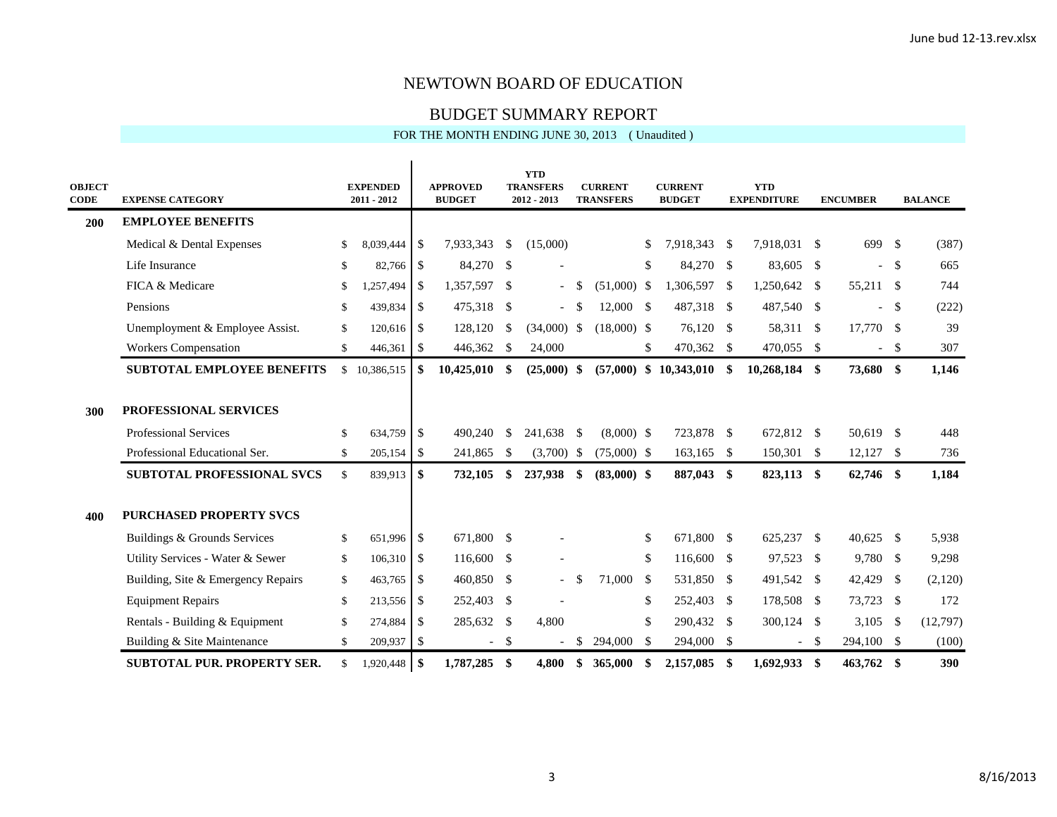# NEWTOWN BOARD OF EDUCATION

## BUDGET SUMMARY REPORT

FOR THE MONTH ENDING JUNE 30, 2013 ( Unaudited )

| OBJECT CODE | EXPENSE CATEGORY | EXPENDED 2011 - 2012 | APPROVED BUDGET | YTD TRANSFERS 2012 - 2013 | CURRENT TRANSFERS | CURRENT BUDGET | YTD EXPENDITURE | ENCUMBER | BALANCE |
|---|---|---|---|---|---|---|---|---|---|
| **200** | **EMPLOYEE BENEFITS** | | | | | | | | |
| | Medical & Dental Expenses | $ 8,039,444 | $ 7,933,343 | $ (15,000) | | $ 7,918,343 | $ 7,918,031 | $ 699 | $ (387) |
| | Life Insurance | $ 82,766 | $ 84,270 | $ - | | $ 84,270 | $ 83,605 | $ - | $ 665 |
| | FICA & Medicare | $ 1,257,494 | $ 1,357,597 | $ - | $ (51,000) | $ 1,306,597 | $ 1,250,642 | $ 55,211 | $ 744 |
| | Pensions | $ 439,834 | $ 475,318 | $ - | $ 12,000 | $ 487,318 | $ 487,540 | $ - | $ (222) |
| | Unemployment & Employee Assist. | $ 120,616 | $ 128,120 | $ (34,000) | $ (18,000) | $ 76,120 | $ 58,311 | $ 17,770 | $ 39 |
| | Workers Compensation | $ 446,361 | $ 446,362 | $ 24,000 | | $ 470,362 | $ 470,055 | $ - | $ 307 |
| | **SUBTOTAL EMPLOYEE BENEFITS** | $ 10,386,515 | **$ 10,425,010** | **$ (25,000)** | **$ (57,000)** | **$ 10,343,010** | **$ 10,268,184** | **$ 73,680** | **$ 1,146** |
| **300** | **PROFESSIONAL SERVICES** | | | | | | | | |
| | Professional Services | $ 634,759 | $ 490,240 | $ 241,638 | $ (8,000) | $ 723,878 | $ 672,812 | $ 50,619 | $ 448 |
| | Professional Educational Ser. | $ 205,154 | $ 241,865 | $ (3,700) | $ (75,000) | $ 163,165 | $ 150,301 | $ 12,127 | $ 736 |
| | **SUBTOTAL PROFESSIONAL SVCS** | $ 839,913 | **$ 732,105** | **$ 237,938** | **$ (83,000)** | **$ 887,043** | **$ 823,113** | **$ 62,746** | **$ 1,184** |
| **400** | **PURCHASED PROPERTY SVCS** | | | | | | | | |
| | Buildings & Grounds Services | $ 651,996 | $ 671,800 | $ - | | $ 671,800 | $ 625,237 | $ 40,625 | $ 5,938 |
| | Utility Services - Water & Sewer | $ 106,310 | $ 116,600 | $ - | | $ 116,600 | $ 97,523 | $ 9,780 | $ 9,298 |
| | Building, Site & Emergency Repairs | $ 463,765 | $ 460,850 | $ - | $ 71,000 | $ 531,850 | $ 491,542 | $ 42,429 | $ (2,120) |
| | Equipment Repairs | $ 213,556 | $ 252,403 | $ - | | $ 252,403 | $ 178,508 | $ 73,723 | $ 172 |
| | Rentals - Building & Equipment | $ 274,884 | $ 285,632 | $ 4,800 | | $ 290,432 | $ 300,124 | $ 3,105 | $ (12,797) |
| | Building & Site Maintenance | $ 209,937 | $ - | $ - | $ 294,000 | $ 294,000 | $ - | $ 294,100 | $ (100) |
| | **SUBTOTAL PUR. PROPERTY SER.** | $ 1,920,448 | **$ 1,787,285** | **$ 4,800** | **$ 365,000** | **$ 2,157,085** | **$ 1,692,933** | **$ 463,762** | **$ 390** |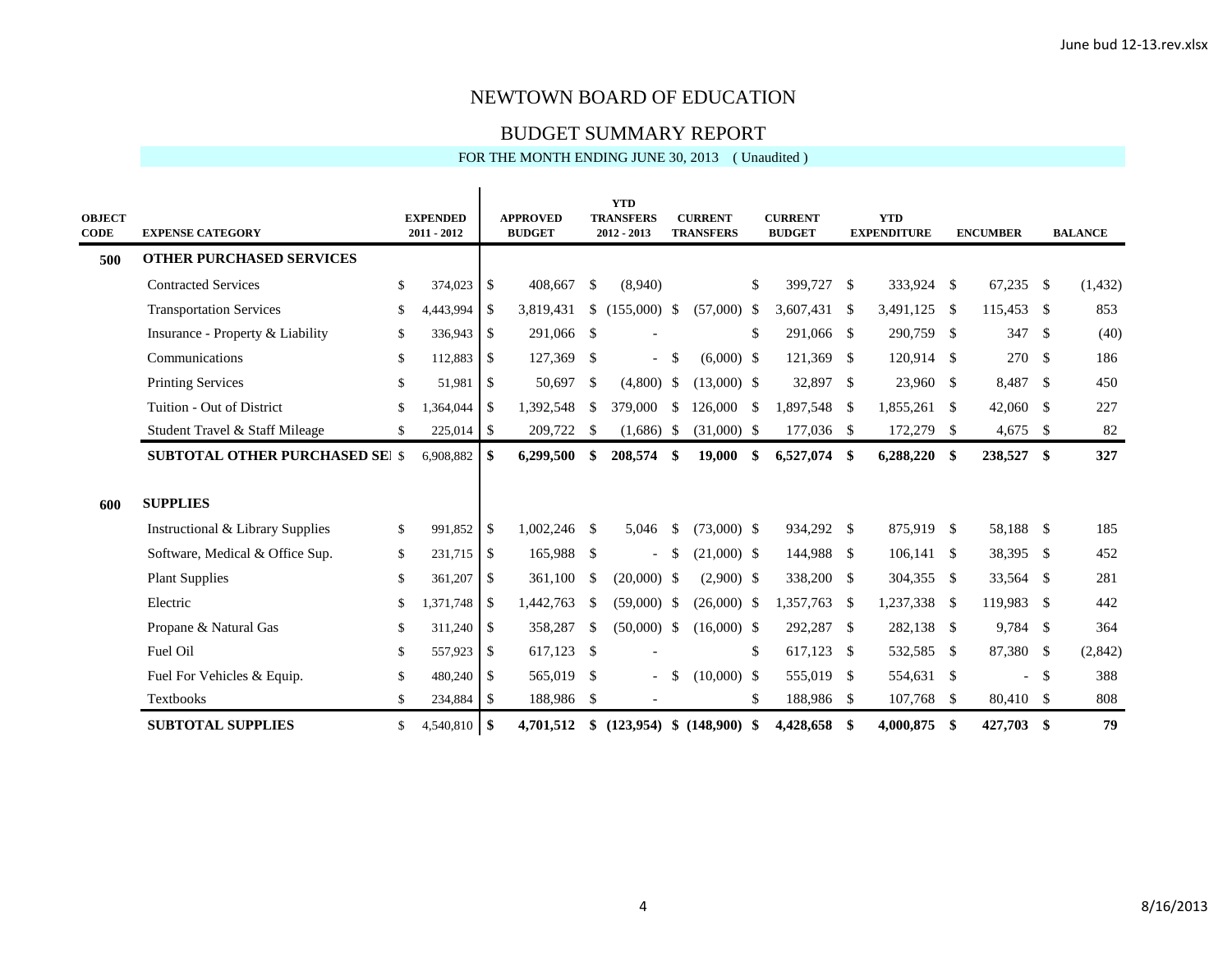# NEWTOWN BOARD OF EDUCATION

## BUDGET SUMMARY REPORT

FOR THE MONTH ENDING JUNE 30, 2013 ( Unaudited )

| OBJECT CODE | EXPENSE CATEGORY | EXPENDED 2011 - 2012 | APPROVED BUDGET | YTD TRANSFERS 2012 - 2013 | CURRENT TRANSFERS | CURRENT BUDGET | YTD EXPENDITURE | ENCUMBER | BALANCE |
|---|---|---|---|---|---|---|---|---|---|
| **500** | **OTHER PURCHASED SERVICES** | | | | | | | | |
| | Contracted Services | $ 374,023 | $ 408,667 | $ (8,940) | | $ 399,727 | $ 333,924 | $ 67,235 | $ (1,432) |
| | Transportation Services | $ 4,443,994 | $ 3,819,431 | $ (155,000) | $ (57,000) | $ 3,607,431 | $ 3,491,125 | $ 115,453 | $ 853 |
| | Insurance - Property & Liability | $ 336,943 | $ 291,066 | $ - | | $ 291,066 | $ 290,759 | $ 347 | $ (40) |
| | Communications | $ 112,883 | $ 127,369 | $ - | $ (6,000) | $ 121,369 | $ 120,914 | $ 270 | $ 186 |
| | Printing Services | $ 51,981 | $ 50,697 | $ (4,800) | $ (13,000) | $ 32,897 | $ 23,960 | $ 8,487 | $ 450 |
| | Tuition - Out of District | $ 1,364,044 | $ 1,392,548 | $ 379,000 | $ 126,000 | $ 1,897,548 | $ 1,855,261 | $ 42,060 | $ 227 |
| | Student Travel & Staff Mileage | $ 225,014 | $ 209,722 | $ (1,686) | $ (31,000) | $ 177,036 | $ 172,279 | $ 4,675 | $ 82 |
| | **SUBTOTAL OTHER PURCHASED SE** | $ 6,908,882 | **$ 6,299,500** | **$ 208,574** | **$ 19,000** | **$ 6,527,074** | **$ 6,288,220** | **$ 238,527** | **$ 327** |
| **600** | **SUPPLIES** | | | | | | | | |
| | Instructional & Library Supplies | $ 991,852 | $ 1,002,246 | $ 5,046 | $ (73,000) | $ 934,292 | $ 875,919 | $ 58,188 | $ 185 |
| | Software, Medical & Office Sup. | $ 231,715 | $ 165,988 | $ - | $ (21,000) | $ 144,988 | $ 106,141 | $ 38,395 | $ 452 |
| | Plant Supplies | $ 361,207 | $ 361,100 | $ (20,000) | $ (2,900) | $ 338,200 | $ 304,355 | $ 33,564 | $ 281 |
| | Electric | $ 1,371,748 | $ 1,442,763 | $ (59,000) | $ (26,000) | $ 1,357,763 | $ 1,237,338 | $ 119,983 | $ 442 |
| | Propane & Natural Gas | $ 311,240 | $ 358,287 | $ (50,000) | $ (16,000) | $ 292,287 | $ 282,138 | $ 9,784 | $ 364 |
| | Fuel Oil | $ 557,923 | $ 617,123 | $ - | | $ 617,123 | $ 532,585 | $ 87,380 | $ (2,842) |
| | Fuel For Vehicles & Equip. | $ 480,240 | $ 565,019 | $ - | $ (10,000) | $ 555,019 | $ 554,631 | $ - | $ 388 |
| | Textbooks | $ 234,884 | $ 188,986 | $ - | | $ 188,986 | $ 107,768 | $ 80,410 | $ 808 |
| | **SUBTOTAL SUPPLIES** | $ 4,540,810 | **$ 4,701,512** | **$ (123,954)** | **$ (148,900)** | **$ 4,428,658** | **$ 4,000,875** | **$ 427,703** | **$ 79** |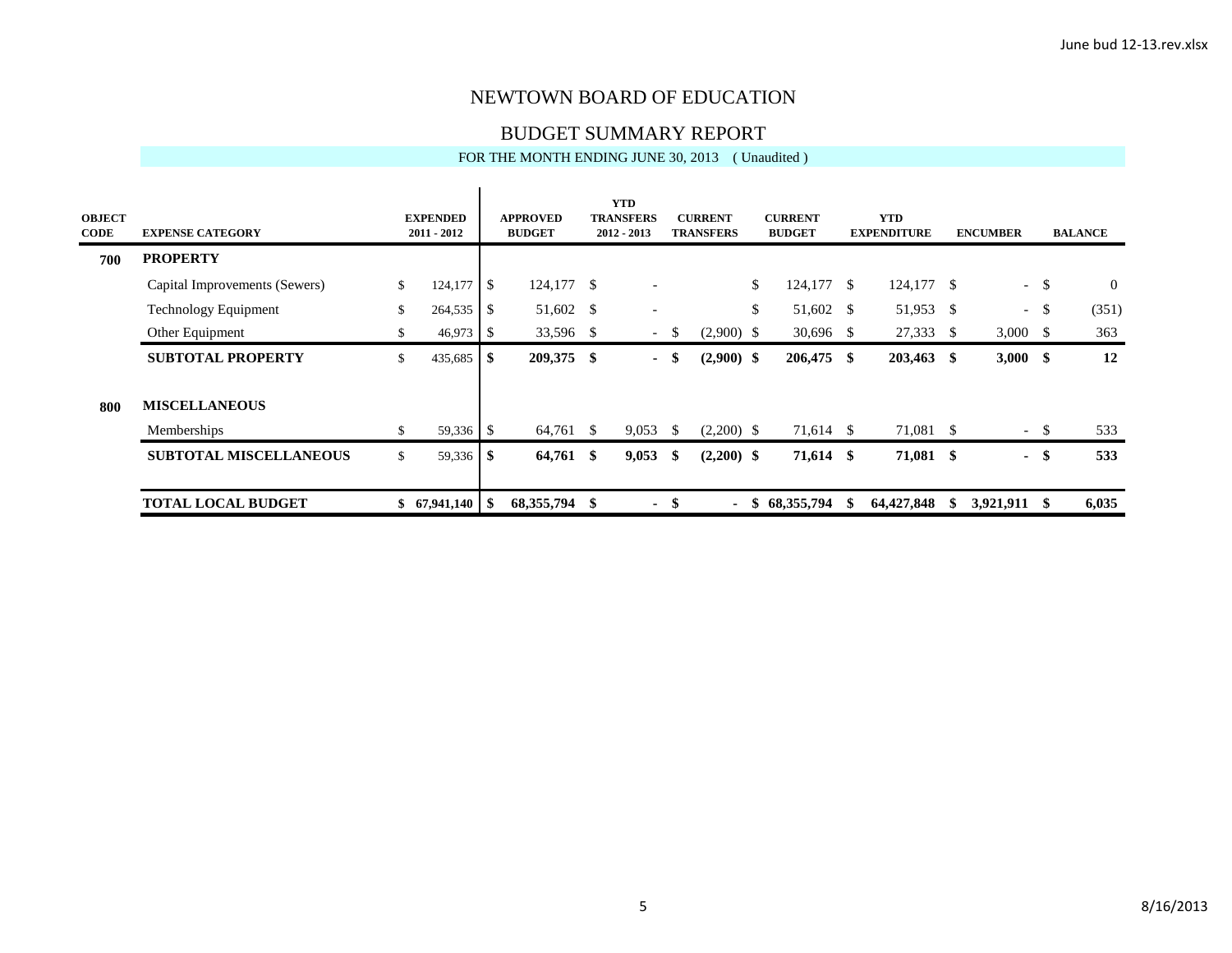# NEWTOWN BOARD OF EDUCATION

## BUDGET SUMMARY REPORT

FOR THE MONTH ENDING JUNE 30, 2013 ( Unaudited )

| OBJECT CODE | EXPENSE CATEGORY | EXPENDED 2011 - 2012 | APPROVED BUDGET | YTD TRANSFERS 2012 - 2013 | CURRENT TRANSFERS | CURRENT BUDGET | YTD EXPENDITURE | ENCUMBER | BALANCE |
|---|---|---|---|---|---|---|---|---|---|
| **700** | **PROPERTY** | | | | | | | | |
| | Capital Improvements (Sewers) | $ 124,177 | $ 124,177 | $ - | | $ 124,177 | $ 124,177 | $ - | $ 0 |
| | Technology Equipment | $ 264,535 | $ 51,602 | $ - | | $ 51,602 | $ 51,953 | $ - | $ (351) |
| | Other Equipment | $ 46,973 | $ 33,596 | $ - | $ (2,900) | $ 30,696 | $ 27,333 | $ 3,000 | $ 363 |
| | **SUBTOTAL PROPERTY** | $ 435,685 | **$ 209,375** | **$ -** | **$ (2,900)** | **$ 206,475** | **$ 203,463** | **$ 3,000** | **$ 12** |
| **800** | **MISCELLANEOUS** | | | | | | | | |
| | Memberships | $ 59,336 | $ 64,761 | $ 9,053 | $ (2,200) | $ 71,614 | $ 71,081 | $ - | $ 533 |
| | **SUBTOTAL MISCELLANEOUS** | $ 59,336 | **$ 64,761** | **$ 9,053** | **$ (2,200)** | **$ 71,614** | **$ 71,081** | **$ -** | **$ 533** |
| | **TOTAL LOCAL BUDGET** | **$ 67,941,140** | **$ 68,355,794** | **$ -** | **$ -** | **$ 68,355,794** | **$ 64,427,848** | **$ 3,921,911** | **$ 6,035** |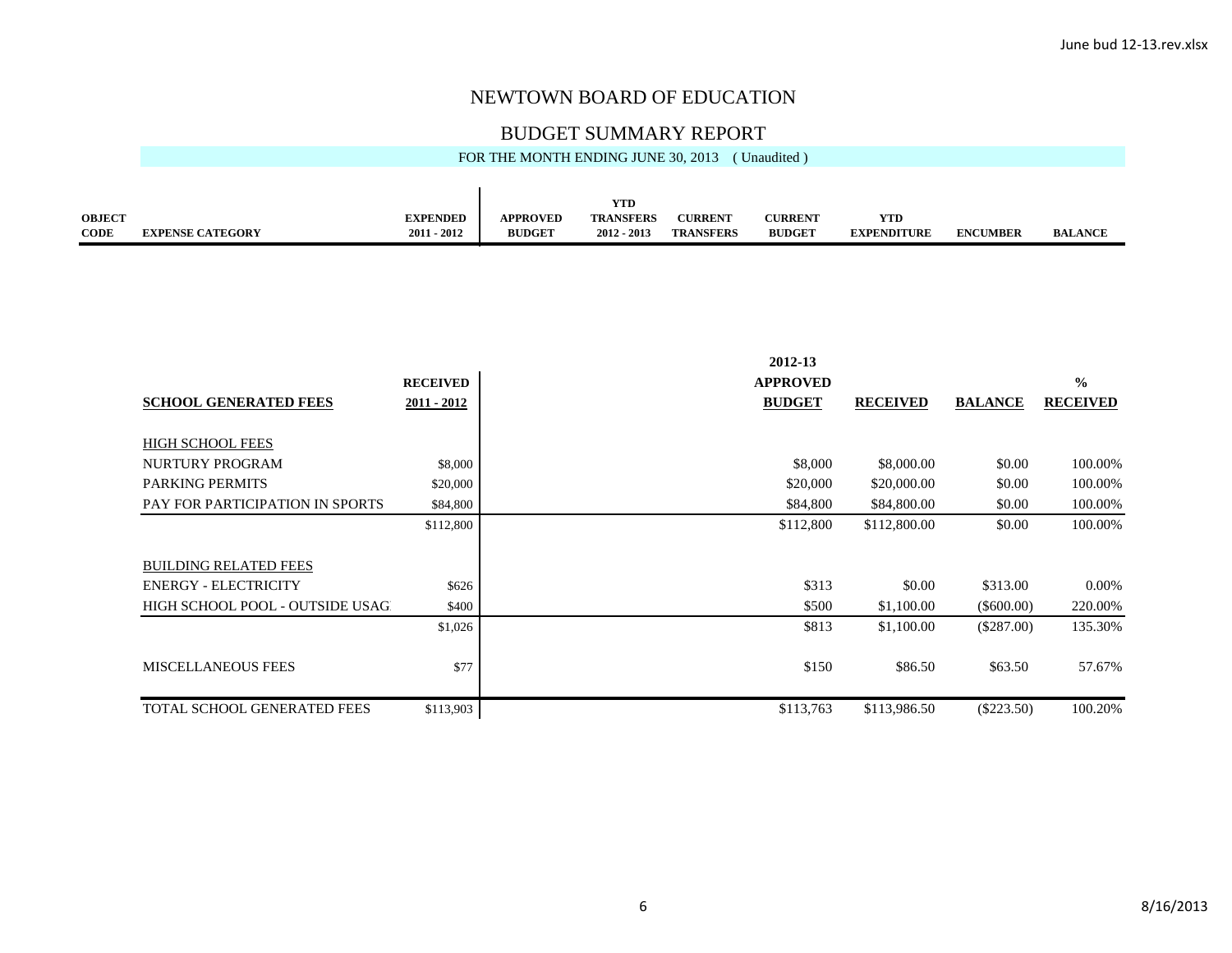# NEWTOWN BOARD OF EDUCATION

## BUDGET SUMMARY REPORT

FOR THE MONTH ENDING JUNE 30, 2013 ( Unaudited )

| OBJECT CODE | EXPENSE CATEGORY | EXPENDED 2011 - 2012 | APPROVED BUDGET | YTD TRANSFERS 2012 - 2013 | CURRENT TRANSFERS | CURRENT BUDGET | YTD EXPENDITURE | ENCUMBER | BALANCE |
|---|---|---|---|---|---|---|---|---|---|

| SCHOOL GENERATED FEES | RECEIVED 2011 - 2012 | 2012-13 APPROVED BUDGET | RECEIVED | BALANCE | % RECEIVED |
|---|---|---|---|---|---|
| HIGH SCHOOL FEES | | | | | |
| NURTURY PROGRAM | $8,000 | $8,000 | $8,000.00 | $0.00 | 100.00% |
| PARKING PERMITS | $20,000 | $20,000 | $20,000.00 | $0.00 | 100.00% |
| PAY FOR PARTICIPATION IN SPORTS | $84,800 | $84,800 | $84,800.00 | $0.00 | 100.00% |
| | $112,800 | $112,800 | $112,800.00 | $0.00 | 100.00% |
| BUILDING RELATED FEES | | | | | |
| ENERGY - ELECTRICITY | $626 | $313 | $0.00 | $313.00 | 0.00% |
| HIGH SCHOOL POOL - OUTSIDE USAG | $400 | $500 | $1,100.00 | ($600.00) | 220.00% |
| | $1,026 | $813 | $1,100.00 | ($287.00) | 135.30% |
| MISCELLANEOUS FEES | $77 | $150 | $86.50 | $63.50 | 57.67% |
| TOTAL SCHOOL GENERATED FEES | $113,903 | $113,763 | $113,986.50 | ($223.50) | 100.20% |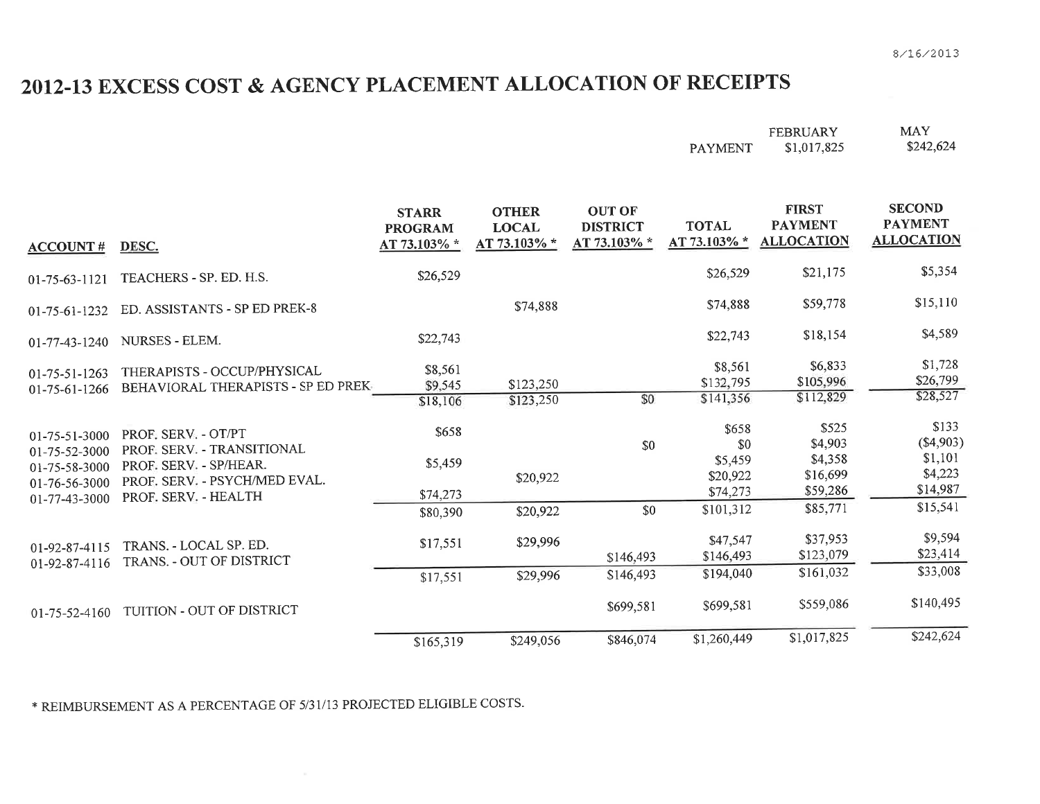8/16/2013

# 2012-13 EXCESS COST & AGENCY PLACEMENT ALLOCATION OF RECEIPTS

| | | | | | | FEBRUARY | MAY |
|---|---|---|---|---|---|---|---|
| | | | | | PAYMENT | $1,017,825 | $242,624 |
| **ACCOUNT #** | **DESC.** | **STARR PROGRAM AT 73.103% *** | **OTHER LOCAL AT 73.103% *** | **OUT OF DISTRICT AT 73.103% *** | **TOTAL AT 73.103% *** | **FIRST PAYMENT ALLOCATION** | **SECOND PAYMENT ALLOCATION** |
| 01-75-63-1121 | TEACHERS - SP. ED. H.S. | $26,529 | | | $26,529 | $21,175 | $5,354 |
| 01-75-61-1232 | ED. ASSISTANTS - SP ED PREK-8 | | $74,888 | | $74,888 | $59,778 | $15,110 |
| 01-77-43-1240 | NURSES - ELEM. | $22,743 | | | $22,743 | $18,154 | $4,589 |
| 01-75-51-1263 | THERAPISTS - OCCUP/PHYSICAL | $8,561 | | | $8,561 | $6,833 | $1,728 |
| 01-75-61-1266 | BEHAVIORAL THERAPISTS - SP ED PREK | $9,545 | $123,250 | | $132,795 | $105,996 | $26,799 |
| | | $18,106 | $123,250 | $0 | $141,356 | $112,829 | $28,527 |
| 01-75-51-3000 | PROF. SERV. - OT/PT | $658 | | | $658 | $525 | $133 |
| 01-75-52-3000 | PROF. SERV. - TRANSITIONAL | | | $0 | $0 | $4,903 | ($4,903) |
| 01-75-58-3000 | PROF. SERV. - SP/HEAR. | $5,459 | | | $5,459 | $4,358 | $1,101 |
| 01-76-56-3000 | PROF. SERV. - PSYCH/MED EVAL. | | $20,922 | | $20,922 | $16,699 | $4,223 |
| 01-77-43-3000 | PROF. SERV. - HEALTH | $74,273 | | | $74,273 | $59,286 | $14,987 |
| | | $80,390 | $20,922 | $0 | $101,312 | $85,771 | $15,541 |
| 01-92-87-4115 | TRANS. - LOCAL SP. ED. | $17,551 | $29,996 | | $47,547 | $37,953 | $9,594 |
| 01-92-87-4116 | TRANS. - OUT OF DISTRICT | | | $146,493 | $146,493 | $123,079 | $23,414 |
| | | $17,551 | $29,996 | $146,493 | $194,040 | $161,032 | $33,008 |
| 01-75-52-4160 | TUITION - OUT OF DISTRICT | | | $699,581 | $699,581 | $559,086 | $140,495 |
| | | $165,319 | $249,056 | $846,074 | $1,260,449 | $1,017,825 | $242,624 |

* REIMBURSEMENT AS A PERCENTAGE OF 5/31/13 PROJECTED ELIGIBLE COSTS.